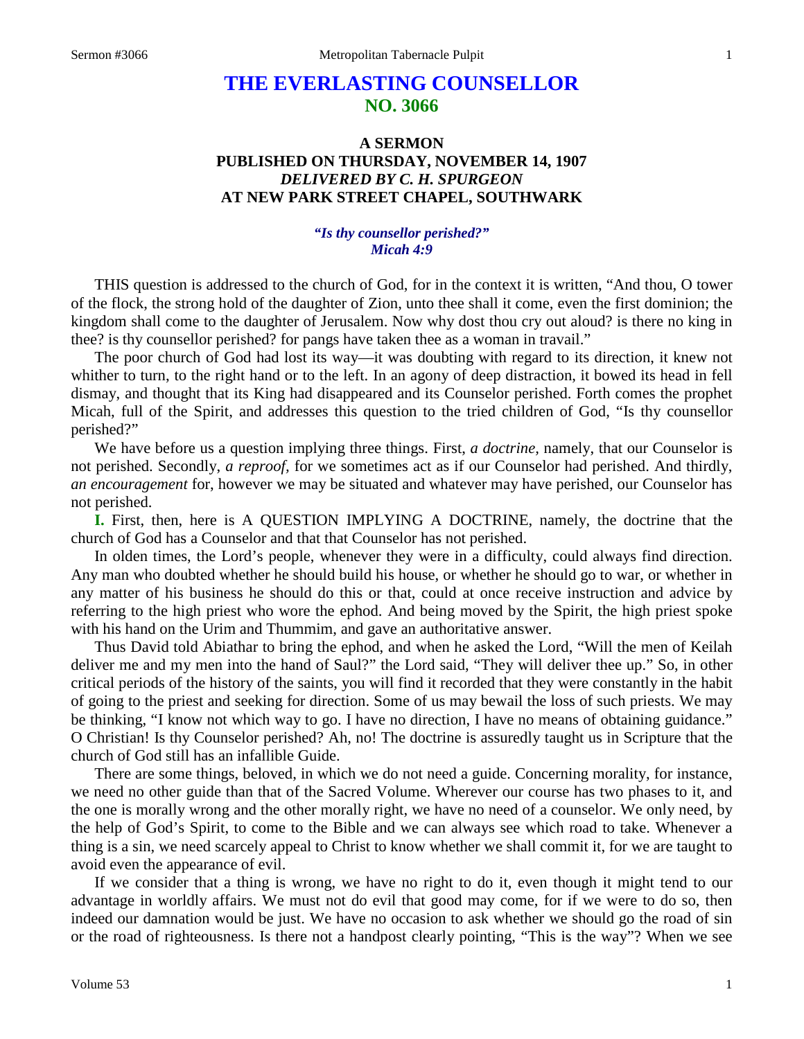# THE EVERLASTING COUNSELLOR
## NO. 3066

### A SERMON
### PUBLISHED ON THURSDAY, NOVEMBER 14, 1907
### *DELIVERED BY C. H. SPURGEON*
### AT NEW PARK STREET CHAPEL, SOUTHWARK

***"Is thy counsellor perished?"***
***Micah 4:9***

THIS question is addressed to the church of God, for in the context it is written, "And thou, O tower of the flock, the strong hold of the daughter of Zion, unto thee shall it come, even the first dominion; the kingdom shall come to the daughter of Jerusalem. Now why dost thou cry out aloud? is there no king in thee? is thy counsellor perished? for pangs have taken thee as a woman in travail."

The poor church of God had lost its way—it was doubting with regard to its direction, it knew not whither to turn, to the right hand or to the left. In an agony of deep distraction, it bowed its head in fell dismay, and thought that its King had disappeared and its Counselor perished. Forth comes the prophet Micah, full of the Spirit, and addresses this question to the tried children of God, "Is thy counsellor perished?"

We have before us a question implying three things. First, *a doctrine,* namely, that our Counselor is not perished. Secondly, *a reproof,* for we sometimes act as if our Counselor had perished. And thirdly, *an encouragement* for, however we may be situated and whatever may have perished, our Counselor has not perished.

**I.** First, then, here is A QUESTION IMPLYING A DOCTRINE, namely, the doctrine that the church of God has a Counselor and that that Counselor has not perished.

In olden times, the Lord's people, whenever they were in a difficulty, could always find direction. Any man who doubted whether he should build his house, or whether he should go to war, or whether in any matter of his business he should do this or that, could at once receive instruction and advice by referring to the high priest who wore the ephod. And being moved by the Spirit, the high priest spoke with his hand on the Urim and Thummim, and gave an authoritative answer.

Thus David told Abiathar to bring the ephod, and when he asked the Lord, "Will the men of Keilah deliver me and my men into the hand of Saul?" the Lord said, "They will deliver thee up." So, in other critical periods of the history of the saints, you will find it recorded that they were constantly in the habit of going to the priest and seeking for direction. Some of us may bewail the loss of such priests. We may be thinking, "I know not which way to go. I have no direction, I have no means of obtaining guidance." O Christian! Is thy Counselor perished? Ah, no! The doctrine is assuredly taught us in Scripture that the church of God still has an infallible Guide.

There are some things, beloved, in which we do not need a guide. Concerning morality, for instance, we need no other guide than that of the Sacred Volume. Wherever our course has two phases to it, and the one is morally wrong and the other morally right, we have no need of a counselor. We only need, by the help of God's Spirit, to come to the Bible and we can always see which road to take. Whenever a thing is a sin, we need scarcely appeal to Christ to know whether we shall commit it, for we are taught to avoid even the appearance of evil.

If we consider that a thing is wrong, we have no right to do it, even though it might tend to our advantage in worldly affairs. We must not do evil that good may come, for if we were to do so, then indeed our damnation would be just. We have no occasion to ask whether we should go the road of sin or the road of righteousness. Is there not a handpost clearly pointing, "This is the way"? When we see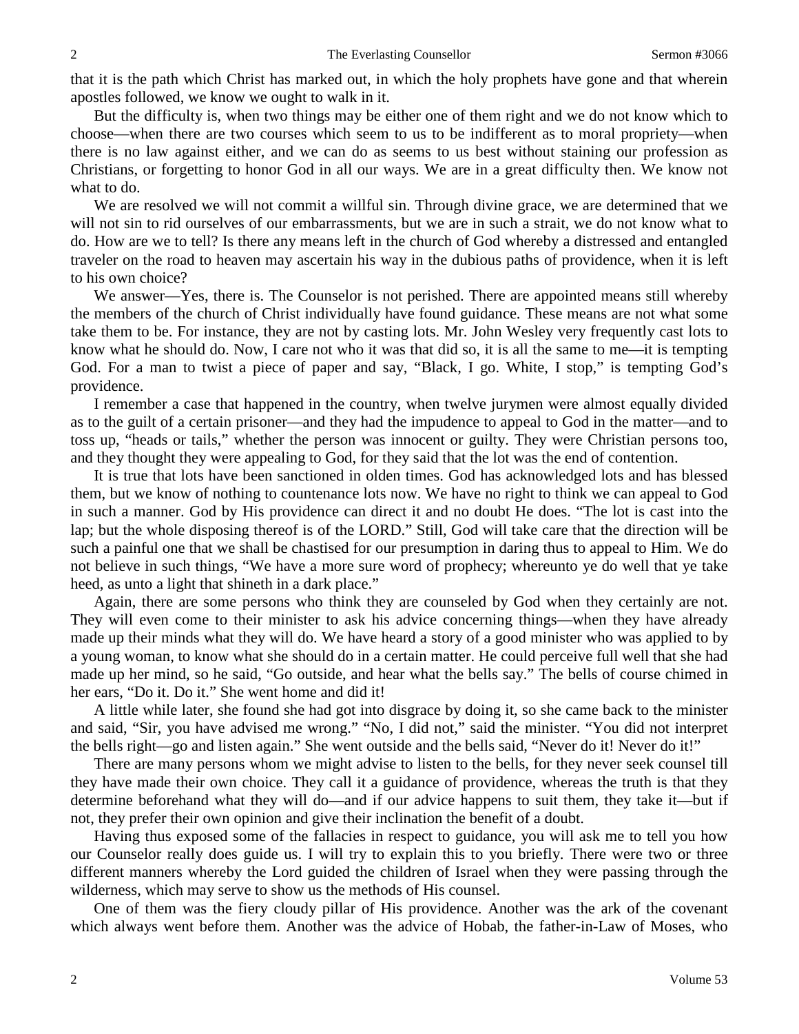that it is the path which Christ has marked out, in which the holy prophets have gone and that wherein apostles followed, we know we ought to walk in it.

But the difficulty is, when two things may be either one of them right and we do not know which to choose—when there are two courses which seem to us to be indifferent as to moral propriety—when there is no law against either, and we can do as seems to us best without staining our profession as Christians, or forgetting to honor God in all our ways. We are in a great difficulty then. We know not what to do.

We are resolved we will not commit a willful sin. Through divine grace, we are determined that we will not sin to rid ourselves of our embarrassments, but we are in such a strait, we do not know what to do. How are we to tell? Is there any means left in the church of God whereby a distressed and entangled traveler on the road to heaven may ascertain his way in the dubious paths of providence, when it is left to his own choice?

We answer—Yes, there is. The Counselor is not perished. There are appointed means still whereby the members of the church of Christ individually have found guidance. These means are not what some take them to be. For instance, they are not by casting lots. Mr. John Wesley very frequently cast lots to know what he should do. Now, I care not who it was that did so, it is all the same to me—it is tempting God. For a man to twist a piece of paper and say, "Black, I go. White, I stop," is tempting God's providence.

I remember a case that happened in the country, when twelve jurymen were almost equally divided as to the guilt of a certain prisoner—and they had the impudence to appeal to God in the matter—and to toss up, "heads or tails," whether the person was innocent or guilty. They were Christian persons too, and they thought they were appealing to God, for they said that the lot was the end of contention.

It is true that lots have been sanctioned in olden times. God has acknowledged lots and has blessed them, but we know of nothing to countenance lots now. We have no right to think we can appeal to God in such a manner. God by His providence can direct it and no doubt He does. "The lot is cast into the lap; but the whole disposing thereof is of the LORD." Still, God will take care that the direction will be such a painful one that we shall be chastised for our presumption in daring thus to appeal to Him. We do not believe in such things, "We have a more sure word of prophecy; whereunto ye do well that ye take heed, as unto a light that shineth in a dark place."

Again, there are some persons who think they are counseled by God when they certainly are not. They will even come to their minister to ask his advice concerning things—when they have already made up their minds what they will do. We have heard a story of a good minister who was applied to by a young woman, to know what she should do in a certain matter. He could perceive full well that she had made up her mind, so he said, "Go outside, and hear what the bells say." The bells of course chimed in her ears, "Do it. Do it." She went home and did it!

A little while later, she found she had got into disgrace by doing it, so she came back to the minister and said, "Sir, you have advised me wrong." "No, I did not," said the minister. "You did not interpret the bells right—go and listen again." She went outside and the bells said, "Never do it! Never do it!"

There are many persons whom we might advise to listen to the bells, for they never seek counsel till they have made their own choice. They call it a guidance of providence, whereas the truth is that they determine beforehand what they will do—and if our advice happens to suit them, they take it—but if not, they prefer their own opinion and give their inclination the benefit of a doubt.

Having thus exposed some of the fallacies in respect to guidance, you will ask me to tell you how our Counselor really does guide us. I will try to explain this to you briefly. There were two or three different manners whereby the Lord guided the children of Israel when they were passing through the wilderness, which may serve to show us the methods of His counsel.

One of them was the fiery cloudy pillar of His providence. Another was the ark of the covenant which always went before them. Another was the advice of Hobab, the father-in-Law of Moses, who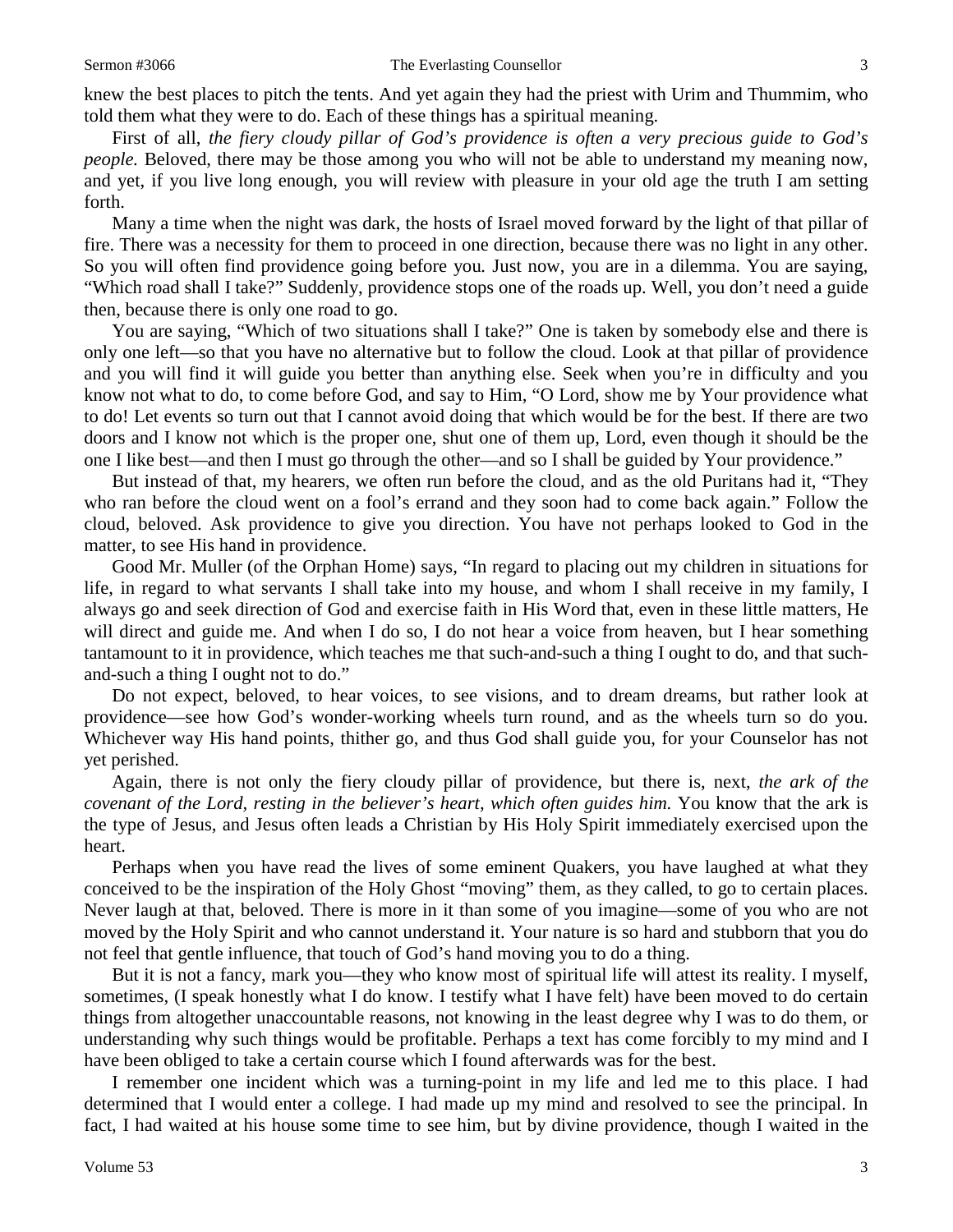knew the best places to pitch the tents. And yet again they had the priest with Urim and Thummim, who told them what they were to do. Each of these things has a spiritual meaning.

First of all, *the fiery cloudy pillar of God's providence is often a very precious guide to God's people.* Beloved, there may be those among you who will not be able to understand my meaning now, and yet, if you live long enough, you will review with pleasure in your old age the truth I am setting forth.

Many a time when the night was dark, the hosts of Israel moved forward by the light of that pillar of fire. There was a necessity for them to proceed in one direction, because there was no light in any other. So you will often find providence going before you. Just now, you are in a dilemma. You are saying, "Which road shall I take?" Suddenly, providence stops one of the roads up. Well, you don't need a guide then, because there is only one road to go.

You are saying, "Which of two situations shall I take?" One is taken by somebody else and there is only one left—so that you have no alternative but to follow the cloud. Look at that pillar of providence and you will find it will guide you better than anything else. Seek when you're in difficulty and you know not what to do, to come before God, and say to Him, "O Lord, show me by Your providence what to do! Let events so turn out that I cannot avoid doing that which would be for the best. If there are two doors and I know not which is the proper one, shut one of them up, Lord, even though it should be the one I like best—and then I must go through the other—and so I shall be guided by Your providence."

But instead of that, my hearers, we often run before the cloud, and as the old Puritans had it, "They who ran before the cloud went on a fool's errand and they soon had to come back again." Follow the cloud, beloved. Ask providence to give you direction. You have not perhaps looked to God in the matter, to see His hand in providence.

Good Mr. Muller (of the Orphan Home) says, "In regard to placing out my children in situations for life, in regard to what servants I shall take into my house, and whom I shall receive in my family, I always go and seek direction of God and exercise faith in His Word that, even in these little matters, He will direct and guide me. And when I do so, I do not hear a voice from heaven, but I hear something tantamount to it in providence, which teaches me that such-and-such a thing I ought to do, and that such-and-such a thing I ought not to do."

Do not expect, beloved, to hear voices, to see visions, and to dream dreams, but rather look at providence—see how God's wonder-working wheels turn round, and as the wheels turn so do you. Whichever way His hand points, thither go, and thus God shall guide you, for your Counselor has not yet perished.

Again, there is not only the fiery cloudy pillar of providence, but there is, next, *the ark of the covenant of the Lord, resting in the believer's heart, which often guides him.* You know that the ark is the type of Jesus, and Jesus often leads a Christian by His Holy Spirit immediately exercised upon the heart.

Perhaps when you have read the lives of some eminent Quakers, you have laughed at what they conceived to be the inspiration of the Holy Ghost "moving" them, as they called, to go to certain places. Never laugh at that, beloved. There is more in it than some of you imagine—some of you who are not moved by the Holy Spirit and who cannot understand it. Your nature is so hard and stubborn that you do not feel that gentle influence, that touch of God's hand moving you to do a thing.

But it is not a fancy, mark you—they who know most of spiritual life will attest its reality. I myself, sometimes, (I speak honestly what I do know. I testify what I have felt) have been moved to do certain things from altogether unaccountable reasons, not knowing in the least degree why I was to do them, or understanding why such things would be profitable. Perhaps a text has come forcibly to my mind and I have been obliged to take a certain course which I found afterwards was for the best.

I remember one incident which was a turning-point in my life and led me to this place. I had determined that I would enter a college. I had made up my mind and resolved to see the principal. In fact, I had waited at his house some time to see him, but by divine providence, though I waited in the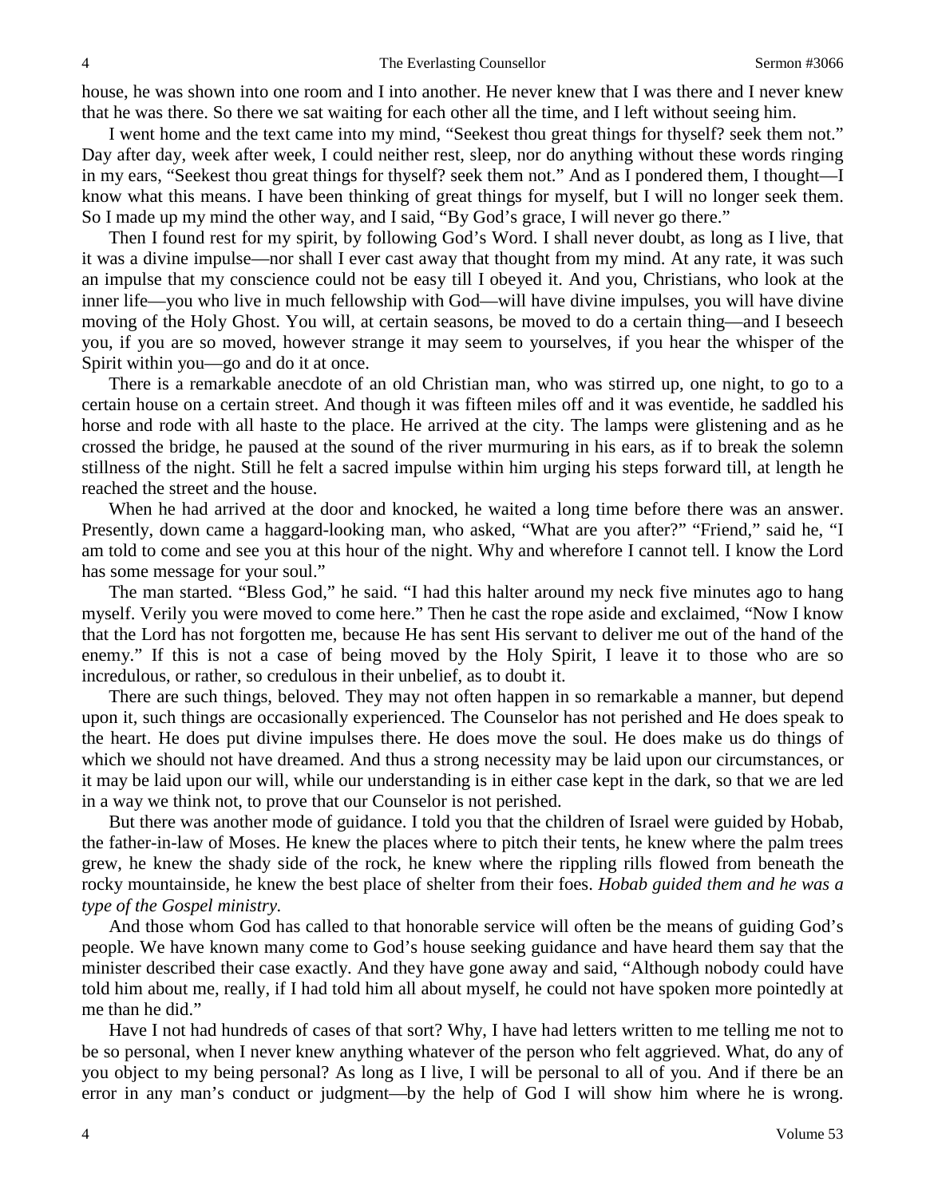house, he was shown into one room and I into another. He never knew that I was there and I never knew that he was there. So there we sat waiting for each other all the time, and I left without seeing him.

I went home and the text came into my mind, "Seekest thou great things for thyself? seek them not." Day after day, week after week, I could neither rest, sleep, nor do anything without these words ringing in my ears, "Seekest thou great things for thyself? seek them not." And as I pondered them, I thought—I know what this means. I have been thinking of great things for myself, but I will no longer seek them. So I made up my mind the other way, and I said, "By God's grace, I will never go there."

Then I found rest for my spirit, by following God's Word. I shall never doubt, as long as I live, that it was a divine impulse—nor shall I ever cast away that thought from my mind. At any rate, it was such an impulse that my conscience could not be easy till I obeyed it. And you, Christians, who look at the inner life—you who live in much fellowship with God—will have divine impulses, you will have divine moving of the Holy Ghost. You will, at certain seasons, be moved to do a certain thing—and I beseech you, if you are so moved, however strange it may seem to yourselves, if you hear the whisper of the Spirit within you—go and do it at once.

There is a remarkable anecdote of an old Christian man, who was stirred up, one night, to go to a certain house on a certain street. And though it was fifteen miles off and it was eventide, he saddled his horse and rode with all haste to the place. He arrived at the city. The lamps were glistening and as he crossed the bridge, he paused at the sound of the river murmuring in his ears, as if to break the solemn stillness of the night. Still he felt a sacred impulse within him urging his steps forward till, at length he reached the street and the house.

When he had arrived at the door and knocked, he waited a long time before there was an answer. Presently, down came a haggard-looking man, who asked, "What are you after?" "Friend," said he, "I am told to come and see you at this hour of the night. Why and wherefore I cannot tell. I know the Lord has some message for your soul."

The man started. "Bless God," he said. "I had this halter around my neck five minutes ago to hang myself. Verily you were moved to come here." Then he cast the rope aside and exclaimed, "Now I know that the Lord has not forgotten me, because He has sent His servant to deliver me out of the hand of the enemy." If this is not a case of being moved by the Holy Spirit, I leave it to those who are so incredulous, or rather, so credulous in their unbelief, as to doubt it.

There are such things, beloved. They may not often happen in so remarkable a manner, but depend upon it, such things are occasionally experienced. The Counselor has not perished and He does speak to the heart. He does put divine impulses there. He does move the soul. He does make us do things of which we should not have dreamed. And thus a strong necessity may be laid upon our circumstances, or it may be laid upon our will, while our understanding is in either case kept in the dark, so that we are led in a way we think not, to prove that our Counselor is not perished.

But there was another mode of guidance. I told you that the children of Israel were guided by Hobab, the father-in-law of Moses. He knew the places where to pitch their tents, he knew where the palm trees grew, he knew the shady side of the rock, he knew where the rippling rills flowed from beneath the rocky mountainside, he knew the best place of shelter from their foes. *Hobab guided them and he was a type of the Gospel ministry.*

And those whom God has called to that honorable service will often be the means of guiding God's people. We have known many come to God's house seeking guidance and have heard them say that the minister described their case exactly. And they have gone away and said, "Although nobody could have told him about me, really, if I had told him all about myself, he could not have spoken more pointedly at me than he did."

Have I not had hundreds of cases of that sort? Why, I have had letters written to me telling me not to be so personal, when I never knew anything whatever of the person who felt aggrieved. What, do any of you object to my being personal? As long as I live, I will be personal to all of you. And if there be an error in any man's conduct or judgment—by the help of God I will show him where he is wrong.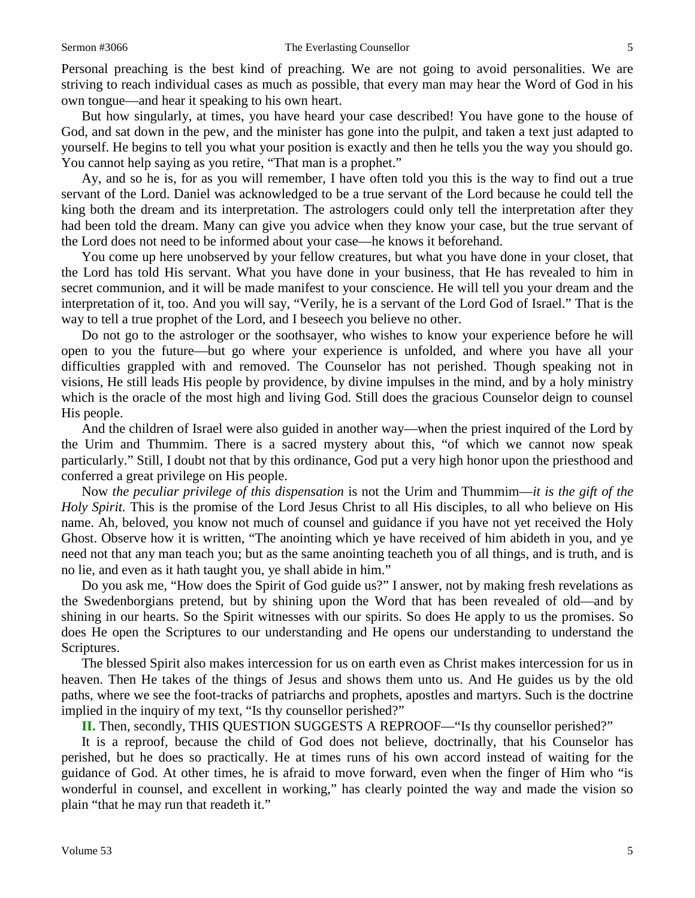Personal preaching is the best kind of preaching. We are not going to avoid personalities. We are striving to reach individual cases as much as possible, that every man may hear the Word of God in his own tongue—and hear it speaking to his own heart.

But how singularly, at times, you have heard your case described! You have gone to the house of God, and sat down in the pew, and the minister has gone into the pulpit, and taken a text just adapted to yourself. He begins to tell you what your position is exactly and then he tells you the way you should go. You cannot help saying as you retire, "That man is a prophet."

Ay, and so he is, for as you will remember, I have often told you this is the way to find out a true servant of the Lord. Daniel was acknowledged to be a true servant of the Lord because he could tell the king both the dream and its interpretation. The astrologers could only tell the interpretation after they had been told the dream. Many can give you advice when they know your case, but the true servant of the Lord does not need to be informed about your case—he knows it beforehand.

You come up here unobserved by your fellow creatures, but what you have done in your closet, that the Lord has told His servant. What you have done in your business, that He has revealed to him in secret communion, and it will be made manifest to your conscience. He will tell you your dream and the interpretation of it, too. And you will say, "Verily, he is a servant of the Lord God of Israel." That is the way to tell a true prophet of the Lord, and I beseech you believe no other.

Do not go to the astrologer or the soothsayer, who wishes to know your experience before he will open to you the future—but go where your experience is unfolded, and where you have all your difficulties grappled with and removed. The Counselor has not perished. Though speaking not in visions, He still leads His people by providence, by divine impulses in the mind, and by a holy ministry which is the oracle of the most high and living God. Still does the gracious Counselor deign to counsel His people.

And the children of Israel were also guided in another way—when the priest inquired of the Lord by the Urim and Thummim. There is a sacred mystery about this, "of which we cannot now speak particularly." Still, I doubt not that by this ordinance, God put a very high honor upon the priesthood and conferred a great privilege on His people.

Now *the peculiar privilege of this dispensation* is not the Urim and Thummim—*it is the gift of the Holy Spirit*. This is the promise of the Lord Jesus Christ to all His disciples, to all who believe on His name. Ah, beloved, you know not much of counsel and guidance if you have not yet received the Holy Ghost. Observe how it is written, "The anointing which ye have received of him abideth in you, and ye need not that any man teach you; but as the same anointing teacheth you of all things, and is truth, and is no lie, and even as it hath taught you, ye shall abide in him."

Do you ask me, "How does the Spirit of God guide us?" I answer, not by making fresh revelations as the Swedenborgians pretend, but by shining upon the Word that has been revealed of old—and by shining in our hearts. So the Spirit witnesses with our spirits. So does He apply to us the promises. So does He open the Scriptures to our understanding and He opens our understanding to understand the Scriptures.

The blessed Spirit also makes intercession for us on earth even as Christ makes intercession for us in heaven. Then He takes of the things of Jesus and shows them unto us. And He guides us by the old paths, where we see the foot-tracks of patriarchs and prophets, apostles and martyrs. Such is the doctrine implied in the inquiry of my text, "Is thy counsellor perished?"

**II.** Then, secondly, THIS QUESTION SUGGESTS A REPROOF—"Is thy counsellor perished?"

It is a reproof, because the child of God does not believe, doctrinally, that his Counselor has perished, but he does so practically. He at times runs of his own accord instead of waiting for the guidance of God. At other times, he is afraid to move forward, even when the finger of Him who "is wonderful in counsel, and excellent in working," has clearly pointed the way and made the vision so plain "that he may run that readeth it."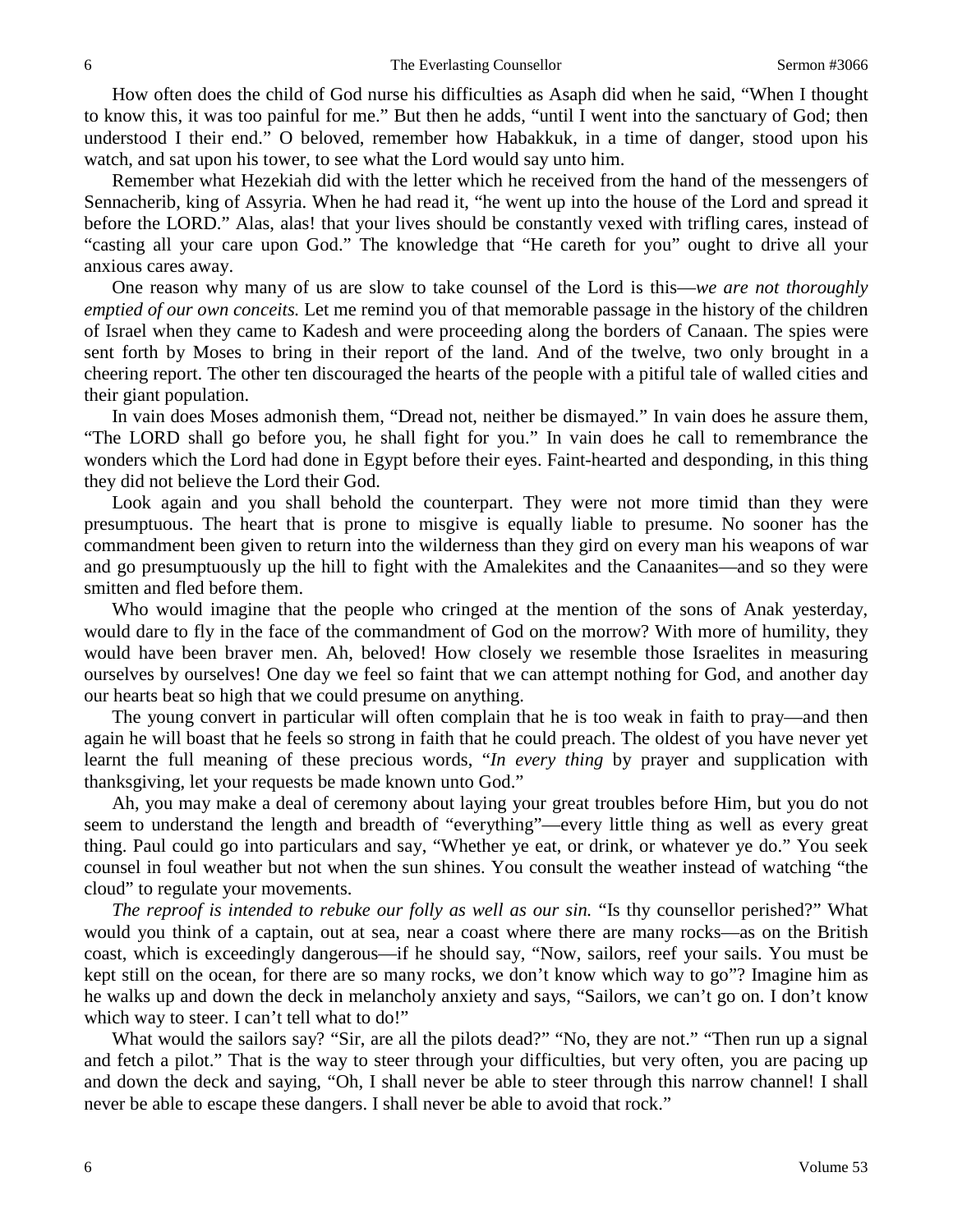How often does the child of God nurse his difficulties as Asaph did when he said, "When I thought to know this, it was too painful for me." But then he adds, "until I went into the sanctuary of God; then understood I their end." O beloved, remember how Habakkuk, in a time of danger, stood upon his watch, and sat upon his tower, to see what the Lord would say unto him.

Remember what Hezekiah did with the letter which he received from the hand of the messengers of Sennacherib, king of Assyria. When he had read it, "he went up into the house of the Lord and spread it before the LORD." Alas, alas! that your lives should be constantly vexed with trifling cares, instead of "casting all your care upon God." The knowledge that "He careth for you" ought to drive all your anxious cares away.

One reason why many of us are slow to take counsel of the Lord is this—*we are not thoroughly emptied of our own conceits.* Let me remind you of that memorable passage in the history of the children of Israel when they came to Kadesh and were proceeding along the borders of Canaan. The spies were sent forth by Moses to bring in their report of the land. And of the twelve, two only brought in a cheering report. The other ten discouraged the hearts of the people with a pitiful tale of walled cities and their giant population.

In vain does Moses admonish them, "Dread not, neither be dismayed." In vain does he assure them, "The LORD shall go before you, he shall fight for you." In vain does he call to remembrance the wonders which the Lord had done in Egypt before their eyes. Faint-hearted and desponding, in this thing they did not believe the Lord their God.

Look again and you shall behold the counterpart. They were not more timid than they were presumptuous. The heart that is prone to misgive is equally liable to presume. No sooner has the commandment been given to return into the wilderness than they gird on every man his weapons of war and go presumptuously up the hill to fight with the Amalekites and the Canaanites—and so they were smitten and fled before them.

Who would imagine that the people who cringed at the mention of the sons of Anak yesterday, would dare to fly in the face of the commandment of God on the morrow? With more of humility, they would have been braver men. Ah, beloved! How closely we resemble those Israelites in measuring ourselves by ourselves! One day we feel so faint that we can attempt nothing for God, and another day our hearts beat so high that we could presume on anything.

The young convert in particular will often complain that he is too weak in faith to pray—and then again he will boast that he feels so strong in faith that he could preach. The oldest of you have never yet learnt the full meaning of these precious words, "*In every thing* by prayer and supplication with thanksgiving, let your requests be made known unto God."

Ah, you may make a deal of ceremony about laying your great troubles before Him, but you do not seem to understand the length and breadth of "everything"—every little thing as well as every great thing. Paul could go into particulars and say, "Whether ye eat, or drink, or whatever ye do." You seek counsel in foul weather but not when the sun shines. You consult the weather instead of watching "the cloud" to regulate your movements.

*The reproof is intended to rebuke our folly as well as our sin.* "Is thy counsellor perished?" What would you think of a captain, out at sea, near a coast where there are many rocks—as on the British coast, which is exceedingly dangerous—if he should say, "Now, sailors, reef your sails. You must be kept still on the ocean, for there are so many rocks, we don't know which way to go"? Imagine him as he walks up and down the deck in melancholy anxiety and says, "Sailors, we can't go on. I don't know which way to steer. I can't tell what to do!"

What would the sailors say? "Sir, are all the pilots dead?" "No, they are not." "Then run up a signal and fetch a pilot." That is the way to steer through your difficulties, but very often, you are pacing up and down the deck and saying, "Oh, I shall never be able to steer through this narrow channel! I shall never be able to escape these dangers. I shall never be able to avoid that rock."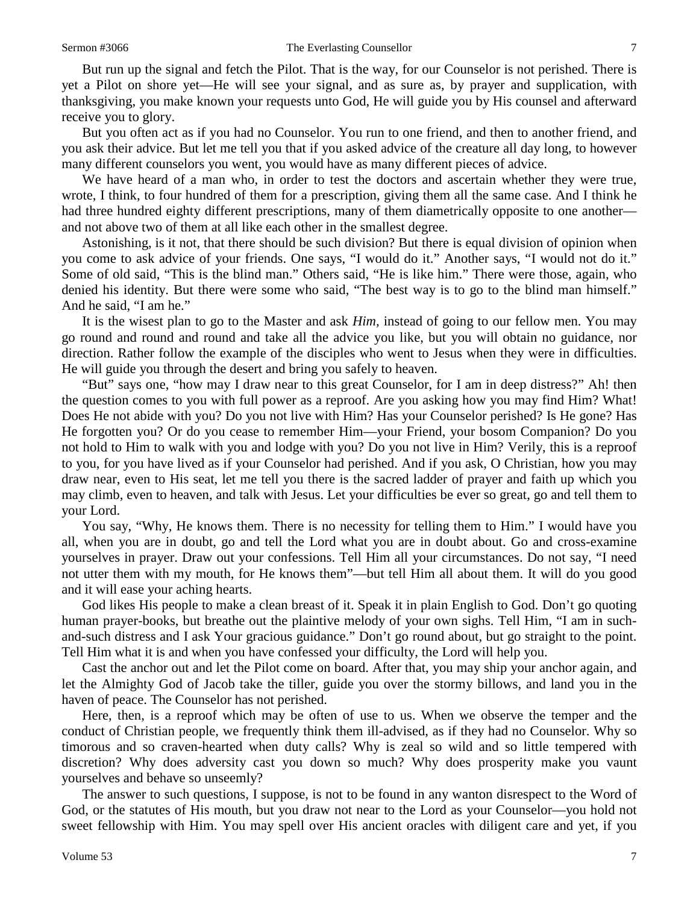But run up the signal and fetch the Pilot. That is the way, for our Counselor is not perished. There is yet a Pilot on shore yet—He will see your signal, and as sure as, by prayer and supplication, with thanksgiving, you make known your requests unto God, He will guide you by His counsel and afterward receive you to glory.

But you often act as if you had no Counselor. You run to one friend, and then to another friend, and you ask their advice. But let me tell you that if you asked advice of the creature all day long, to however many different counselors you went, you would have as many different pieces of advice.

We have heard of a man who, in order to test the doctors and ascertain whether they were true, wrote, I think, to four hundred of them for a prescription, giving them all the same case. And I think he had three hundred eighty different prescriptions, many of them diametrically opposite to one another—and not above two of them at all like each other in the smallest degree.

Astonishing, is it not, that there should be such division? But there is equal division of opinion when you come to ask advice of your friends. One says, "I would do it." Another says, "I would not do it." Some of old said, "This is the blind man." Others said, "He is like him." There were those, again, who denied his identity. But there were some who said, "The best way is to go to the blind man himself." And he said, "I am he."

It is the wisest plan to go to the Master and ask *Him*, instead of going to our fellow men. You may go round and round and round and take all the advice you like, but you will obtain no guidance, nor direction. Rather follow the example of the disciples who went to Jesus when they were in difficulties. He will guide you through the desert and bring you safely to heaven.

"But" says one, "how may I draw near to this great Counselor, for I am in deep distress?" Ah! then the question comes to you with full power as a reproof. Are you asking how you may find Him? What! Does He not abide with you? Do you not live with Him? Has your Counselor perished? Is He gone? Has He forgotten you? Or do you cease to remember Him—your Friend, your bosom Companion? Do you not hold to Him to walk with you and lodge with you? Do you not live in Him? Verily, this is a reproof to you, for you have lived as if your Counselor had perished. And if you ask, O Christian, how you may draw near, even to His seat, let me tell you there is the sacred ladder of prayer and faith up which you may climb, even to heaven, and talk with Jesus. Let your difficulties be ever so great, go and tell them to your Lord.

You say, "Why, He knows them. There is no necessity for telling them to Him." I would have you all, when you are in doubt, go and tell the Lord what you are in doubt about. Go and cross-examine yourselves in prayer. Draw out your confessions. Tell Him all your circumstances. Do not say, "I need not utter them with my mouth, for He knows them"—but tell Him all about them. It will do you good and it will ease your aching hearts.

God likes His people to make a clean breast of it. Speak it in plain English to God. Don't go quoting human prayer-books, but breathe out the plaintive melody of your own sighs. Tell Him, "I am in such-and-such distress and I ask Your gracious guidance." Don't go round about, but go straight to the point. Tell Him what it is and when you have confessed your difficulty, the Lord will help you.

Cast the anchor out and let the Pilot come on board. After that, you may ship your anchor again, and let the Almighty God of Jacob take the tiller, guide you over the stormy billows, and land you in the haven of peace. The Counselor has not perished.

Here, then, is a reproof which may be often of use to us. When we observe the temper and the conduct of Christian people, we frequently think them ill-advised, as if they had no Counselor. Why so timorous and so craven-hearted when duty calls? Why is zeal so wild and so little tempered with discretion? Why does adversity cast you down so much? Why does prosperity make you vaunt yourselves and behave so unseemly?

The answer to such questions, I suppose, is not to be found in any wanton disrespect to the Word of God, or the statutes of His mouth, but you draw not near to the Lord as your Counselor—you hold not sweet fellowship with Him. You may spell over His ancient oracles with diligent care and yet, if you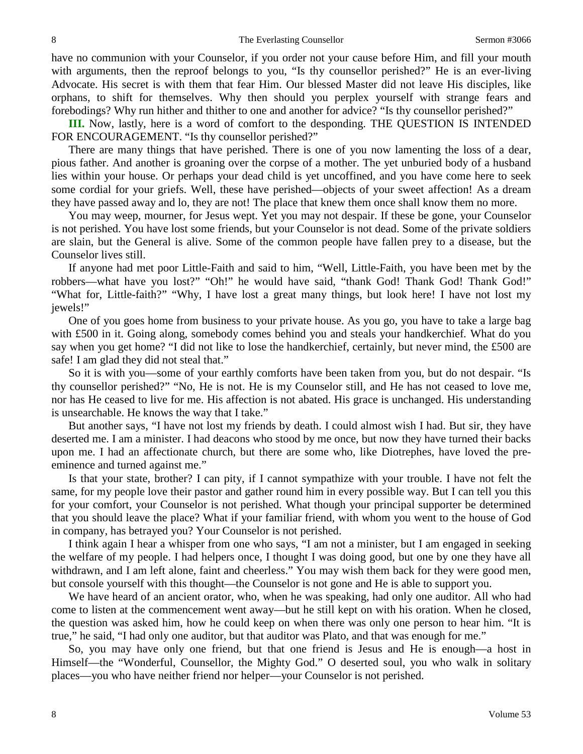have no communion with your Counselor, if you order not your cause before Him, and fill your mouth with arguments, then the reproof belongs to you, "Is thy counsellor perished?" He is an ever-living Advocate. His secret is with them that fear Him. Our blessed Master did not leave His disciples, like orphans, to shift for themselves. Why then should you perplex yourself with strange fears and forebodings? Why run hither and thither to one and another for advice? "Is thy counsellor perished?"

**III.** Now, lastly, here is a word of comfort to the desponding. THE QUESTION IS INTENDED FOR ENCOURAGEMENT. "Is thy counsellor perished?"

There are many things that have perished. There is one of you now lamenting the loss of a dear, pious father. And another is groaning over the corpse of a mother. The yet unburied body of a husband lies within your house. Or perhaps your dead child is yet uncoffined, and you have come here to seek some cordial for your griefs. Well, these have perished—objects of your sweet affection! As a dream they have passed away and lo, they are not! The place that knew them once shall know them no more.

You may weep, mourner, for Jesus wept. Yet you may not despair. If these be gone, your Counselor is not perished. You have lost some friends, but your Counselor is not dead. Some of the private soldiers are slain, but the General is alive. Some of the common people have fallen prey to a disease, but the Counselor lives still.

If anyone had met poor Little-Faith and said to him, "Well, Little-Faith, you have been met by the robbers—what have you lost?" "Oh!" he would have said, "thank God! Thank God! Thank God!" "What for, Little-faith?" "Why, I have lost a great many things, but look here! I have not lost my jewels!"

One of you goes home from business to your private house. As you go, you have to take a large bag with £500 in it. Going along, somebody comes behind you and steals your handkerchief. What do you say when you get home? "I did not like to lose the handkerchief, certainly, but never mind, the £500 are safe! I am glad they did not steal that."

So it is with you—some of your earthly comforts have been taken from you, but do not despair. "Is thy counsellor perished?" "No, He is not. He is my Counselor still, and He has not ceased to love me, nor has He ceased to live for me. His affection is not abated. His grace is unchanged. His understanding is unsearchable. He knows the way that I take."

But another says, "I have not lost my friends by death. I could almost wish I had. But sir, they have deserted me. I am a minister. I had deacons who stood by me once, but now they have turned their backs upon me. I had an affectionate church, but there are some who, like Diotrephes, have loved the pre-eminence and turned against me."

Is that your state, brother? I can pity, if I cannot sympathize with your trouble. I have not felt the same, for my people love their pastor and gather round him in every possible way. But I can tell you this for your comfort, your Counselor is not perished. What though your principal supporter be determined that you should leave the place? What if your familiar friend, with whom you went to the house of God in company, has betrayed you? Your Counselor is not perished.

I think again I hear a whisper from one who says, "I am not a minister, but I am engaged in seeking the welfare of my people. I had helpers once, I thought I was doing good, but one by one they have all withdrawn, and I am left alone, faint and cheerless." You may wish them back for they were good men, but console yourself with this thought—the Counselor is not gone and He is able to support you.

We have heard of an ancient orator, who, when he was speaking, had only one auditor. All who had come to listen at the commencement went away—but he still kept on with his oration. When he closed, the question was asked him, how he could keep on when there was only one person to hear him. "It is true," he said, "I had only one auditor, but that auditor was Plato, and that was enough for me."

So, you may have only one friend, but that one friend is Jesus and He is enough—a host in Himself—the "Wonderful, Counsellor, the Mighty God." O deserted soul, you who walk in solitary places—you who have neither friend nor helper—your Counselor is not perished.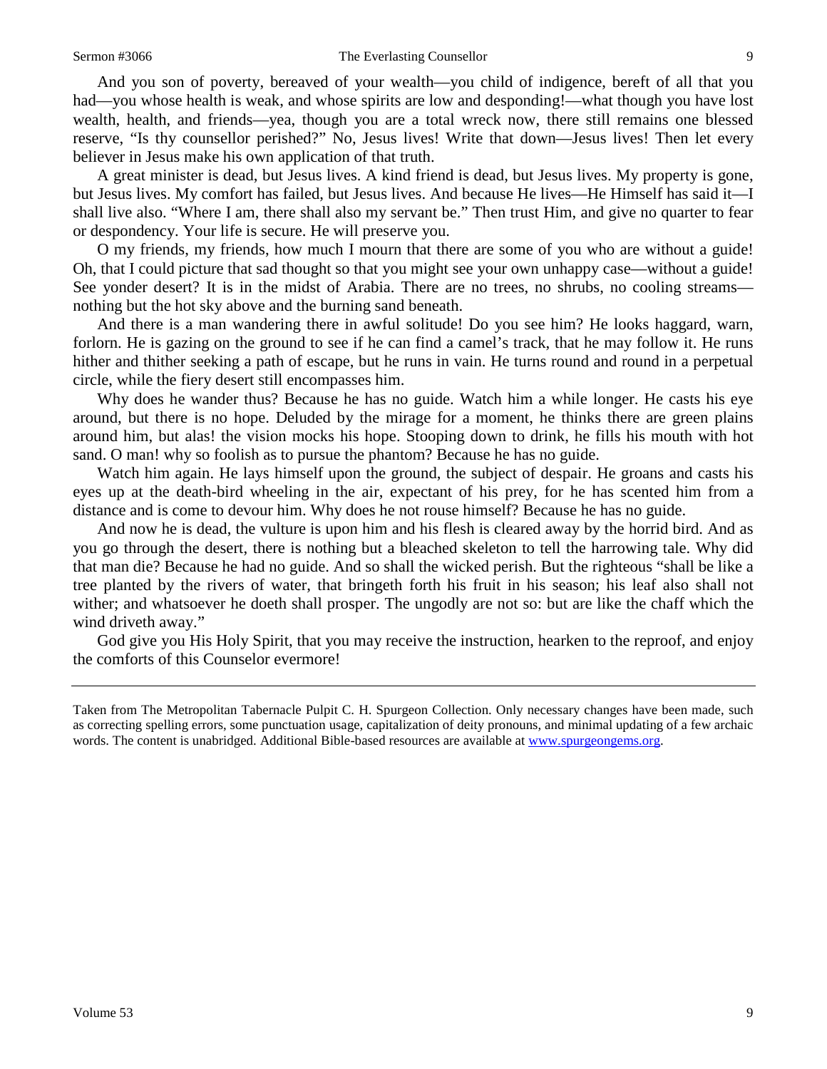And you son of poverty, bereaved of your wealth—you child of indigence, bereft of all that you had—you whose health is weak, and whose spirits are low and desponding!—what though you have lost wealth, health, and friends—yea, though you are a total wreck now, there still remains one blessed reserve, "Is thy counsellor perished?" No, Jesus lives! Write that down—Jesus lives! Then let every believer in Jesus make his own application of that truth.

A great minister is dead, but Jesus lives. A kind friend is dead, but Jesus lives. My property is gone, but Jesus lives. My comfort has failed, but Jesus lives. And because He lives—He Himself has said it—I shall live also. "Where I am, there shall also my servant be." Then trust Him, and give no quarter to fear or despondency. Your life is secure. He will preserve you.

O my friends, my friends, how much I mourn that there are some of you who are without a guide! Oh, that I could picture that sad thought so that you might see your own unhappy case—without a guide! See yonder desert? It is in the midst of Arabia. There are no trees, no shrubs, no cooling streams—nothing but the hot sky above and the burning sand beneath.

And there is a man wandering there in awful solitude! Do you see him? He looks haggard, warn, forlorn. He is gazing on the ground to see if he can find a camel's track, that he may follow it. He runs hither and thither seeking a path of escape, but he runs in vain. He turns round and round in a perpetual circle, while the fiery desert still encompasses him.

Why does he wander thus? Because he has no guide. Watch him a while longer. He casts his eye around, but there is no hope. Deluded by the mirage for a moment, he thinks there are green plains around him, but alas! the vision mocks his hope. Stooping down to drink, he fills his mouth with hot sand. O man! why so foolish as to pursue the phantom? Because he has no guide.

Watch him again. He lays himself upon the ground, the subject of despair. He groans and casts his eyes up at the death-bird wheeling in the air, expectant of his prey, for he has scented him from a distance and is come to devour him. Why does he not rouse himself? Because he has no guide.

And now he is dead, the vulture is upon him and his flesh is cleared away by the horrid bird. And as you go through the desert, there is nothing but a bleached skeleton to tell the harrowing tale. Why did that man die? Because he had no guide. And so shall the wicked perish. But the righteous "shall be like a tree planted by the rivers of water, that bringeth forth his fruit in his season; his leaf also shall not wither; and whatsoever he doeth shall prosper. The ungodly are not so: but are like the chaff which the wind driveth away."

God give you His Holy Spirit, that you may receive the instruction, hearken to the reproof, and enjoy the comforts of this Counselor evermore!

---

Taken from The Metropolitan Tabernacle Pulpit C. H. Spurgeon Collection. Only necessary changes have been made, such as correcting spelling errors, some punctuation usage, capitalization of deity pronouns, and minimal updating of a few archaic words. The content is unabridged. Additional Bible-based resources are available at www.spurgeongems.org.